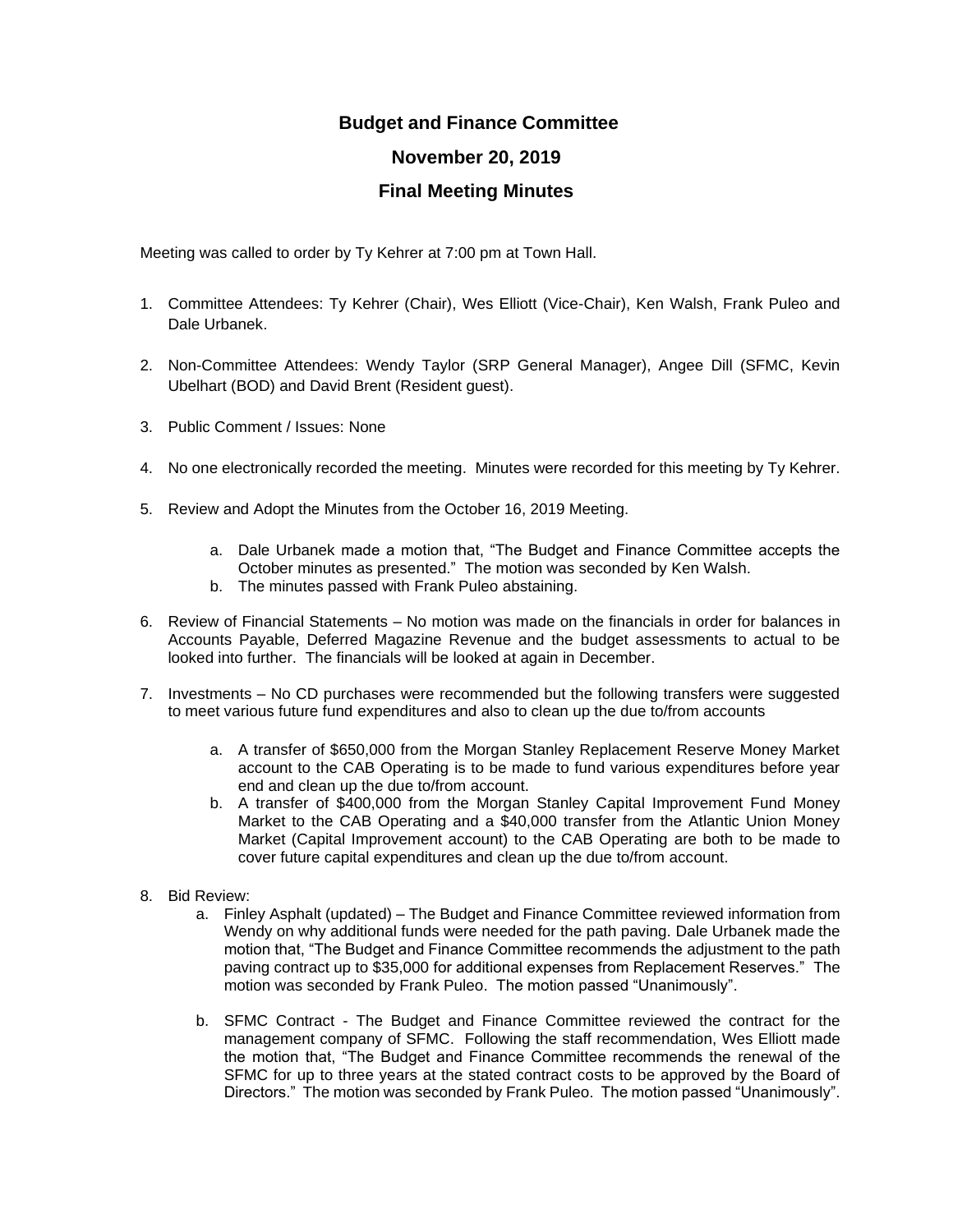# Budget and Finance Committee

## November 20, 2019

## Final Meeting Minutes

Meeting was called to order by Ty Kehrer at 7:00 pm at Town Hall.

1. Committee Attendees: Ty Kehrer (Chair), Wes Elliott (Vice-Chair), Ken Walsh, Frank Puleo and Dale Urbanek.

2. Non-Committee Attendees: Wendy Taylor (SRP General Manager), Angee Dill (SFMC, Kevin Ubelhart (BOD) and David Brent (Resident guest).

3. Public Comment / Issues: None

4. No one electronically recorded the meeting. Minutes were recorded for this meeting by Ty Kehrer.

5. Review and Adopt the Minutes from the October 16, 2019 Meeting.

    a. Dale Urbanek made a motion that, "The Budget and Finance Committee accepts the October minutes as presented." The motion was seconded by Ken Walsh.
    b. The minutes passed with Frank Puleo abstaining.

6. Review of Financial Statements – No motion was made on the financials in order for balances in Accounts Payable, Deferred Magazine Revenue and the budget assessments to actual to be looked into further. The financials will be looked at again in December.

7. Investments – No CD purchases were recommended but the following transfers were suggested to meet various future fund expenditures and also to clean up the due to/from accounts

    a. A transfer of $650,000 from the Morgan Stanley Replacement Reserve Money Market account to the CAB Operating is to be made to fund various expenditures before year end and clean up the due to/from account.
    b. A transfer of $400,000 from the Morgan Stanley Capital Improvement Fund Money Market to the CAB Operating and a $40,000 transfer from the Atlantic Union Money Market (Capital Improvement account) to the CAB Operating are both to be made to cover future capital expenditures and clean up the due to/from account.

8. Bid Review:
    a. Finley Asphalt (updated) – The Budget and Finance Committee reviewed information from Wendy on why additional funds were needed for the path paving. Dale Urbanek made the motion that, "The Budget and Finance Committee recommends the adjustment to the path paving contract up to $35,000 for additional expenses from Replacement Reserves." The motion was seconded by Frank Puleo. The motion passed "Unanimously".

    b. SFMC Contract - The Budget and Finance Committee reviewed the contract for the management company of SFMC. Following the staff recommendation, Wes Elliott made the motion that, "The Budget and Finance Committee recommends the renewal of the SFMC for up to three years at the stated contract costs to be approved by the Board of Directors." The motion was seconded by Frank Puleo. The motion passed "Unanimously".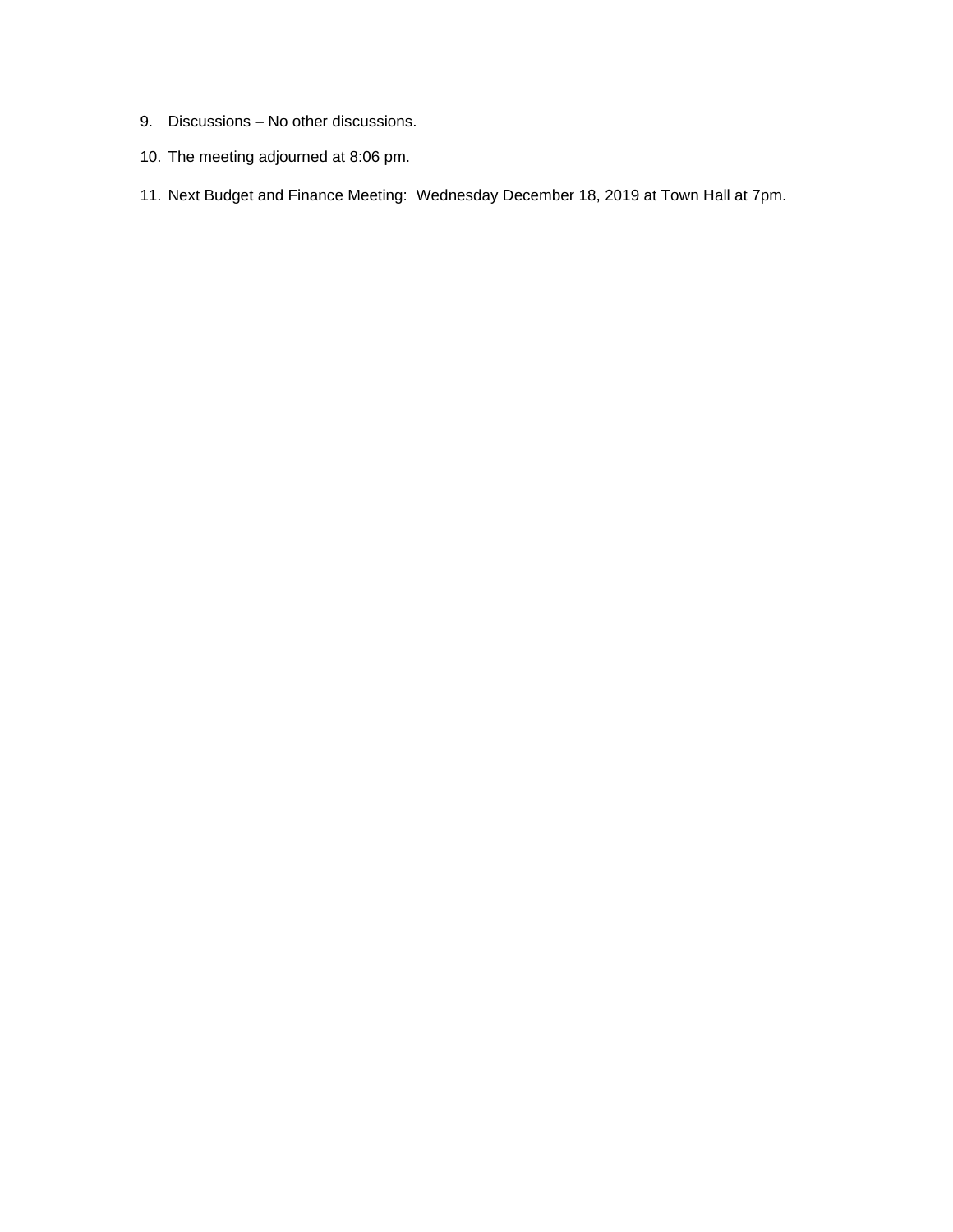9. Discussions – No other discussions.

10. The meeting adjourned at 8:06 pm.

11. Next Budget and Finance Meeting:  Wednesday December 18, 2019 at Town Hall at 7pm.